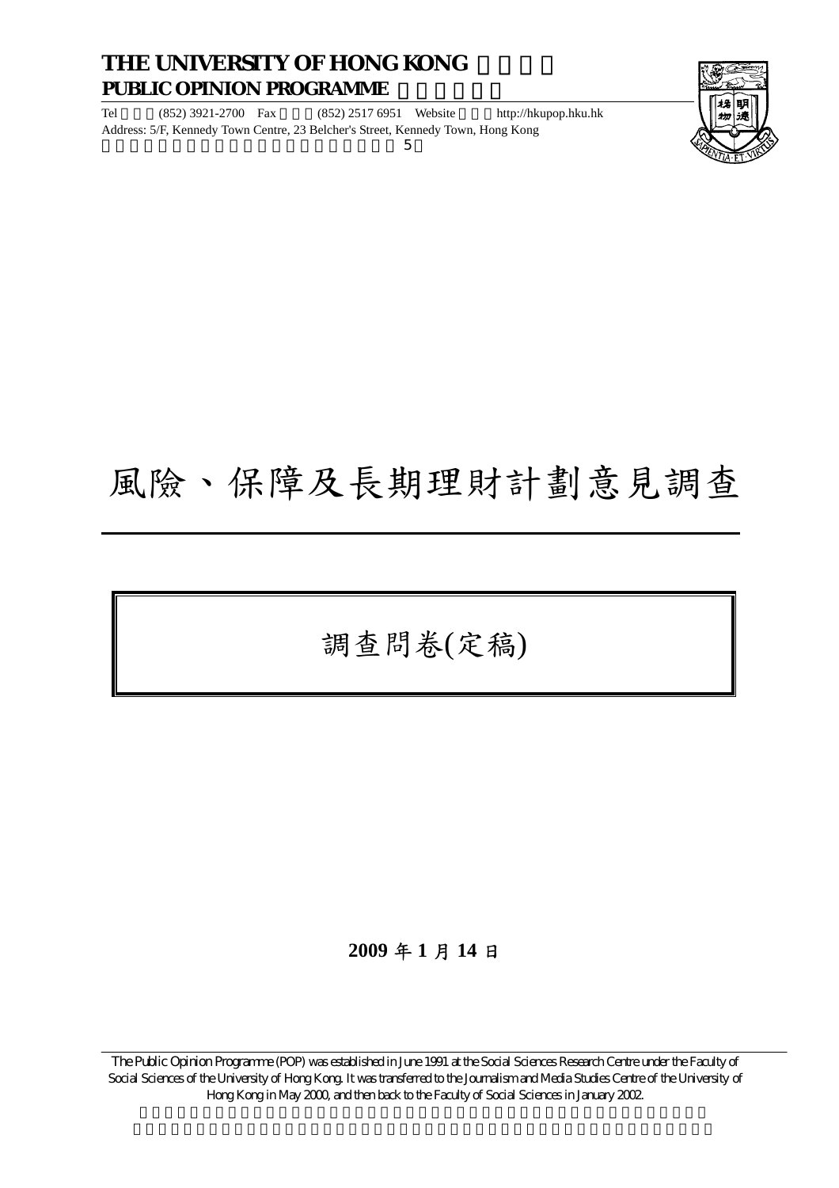**THE UNIVERSITY OF HONG KONG**
**PUBLIC OPINION PROGRAMME**

Tel (852) 3921-2700 Fax (852) 2517 6951 Website http://hkupop.hku.hk
Address: 5/F, Kennedy Town Centre, 23 Belcher's Street, Kennedy Town, Hong Kong

# 風險、保障及長期理財計劃意見調查

## 調查問卷(定稿)

**2009 年 1 月 14 日**

The Public Opinion Programme (POP) was established in June 1991 at the Social Sciences Research Centre under the Faculty of Social Sciences of the University of Hong Kong. It was transferred to the Journalism and Media Studies Centre of the University of Hong Kong in May 2000, and then back to the Faculty of Social Sciences in January 2002.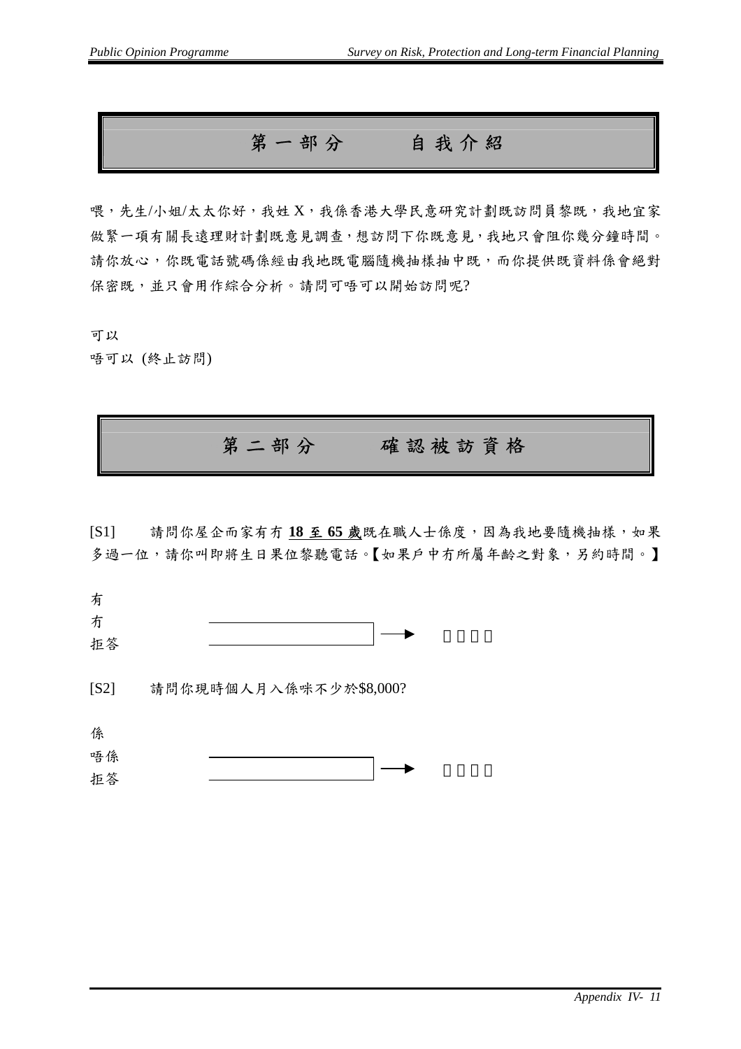# 第一部分　　自我介紹

喂，先生/小姐/太太你好，我姓 X，我係香港大學民意研究計劃既訪問員黎既，我地宜家做緊一項有關長遠理財計劃既意見調查，想訪問下你既意見，我地只會阻你幾分鐘時間。請你放心，你既電話號碼係經由我地既電腦隨機抽樣抽中既，而你提供既資料係會絕對保密既，並只會用作綜合分析。請問可唔可以開始訪問呢?

可以

唔可以 (終止訪問)

# 第二部分　　確認被訪資格

[S1]　請問你屋企而家有冇 **18 至 65 歲**既在職人士係度，因為我地要隨機抽樣，如果多過一位，請你叫即將生日果位黎聽電話。【如果戶中冇所屬年齡之對象，另約時間。】

有

冇 → 終止訪問

拒答 → 終止訪問

[S2]　請問你現時個人月入係咪不少於$8,000?

係

唔係 → 終止訪問

拒答 → 終止訪問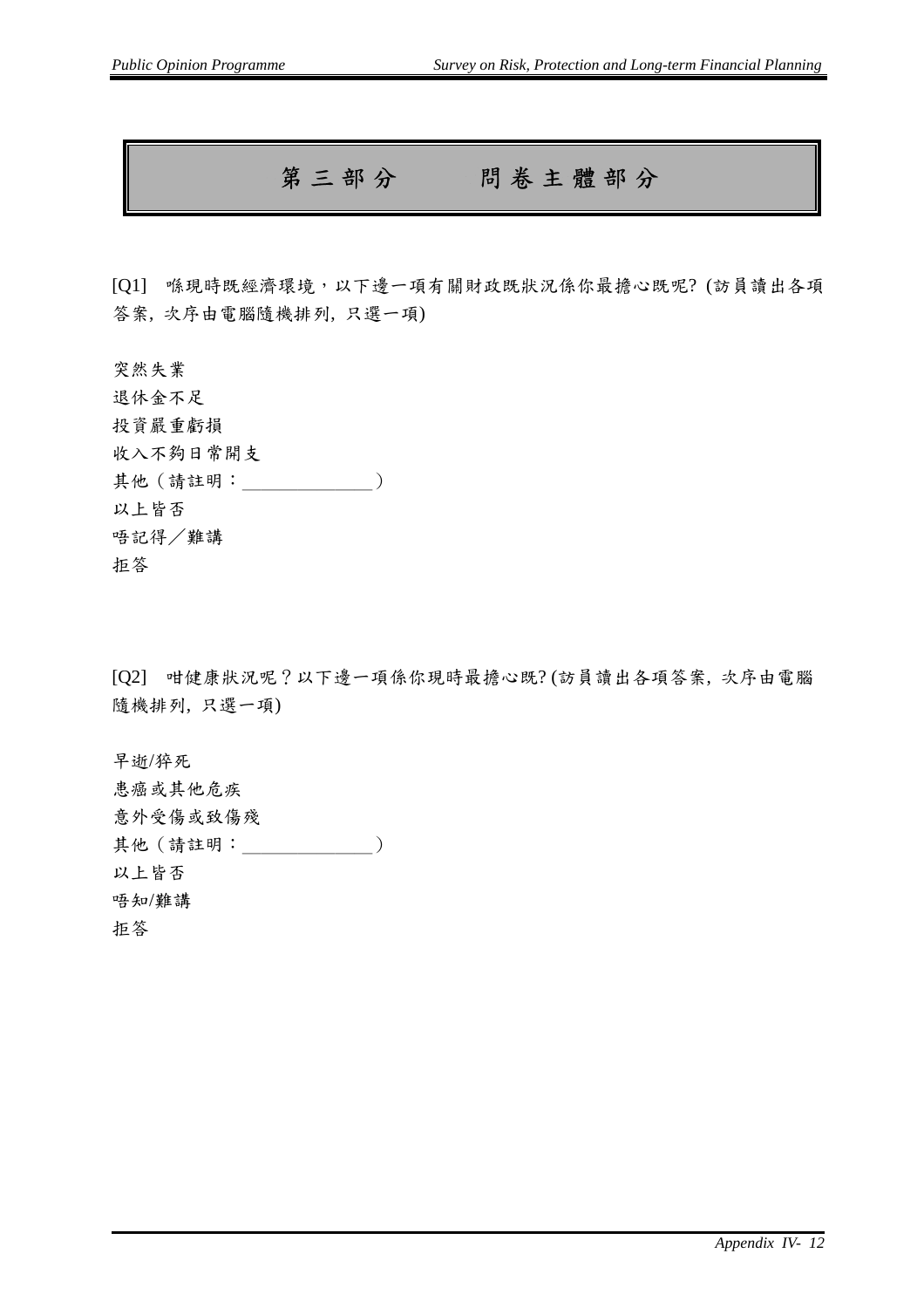# 第三部分　　問卷主體部分

[Q1]　喺現時既經濟環境，以下邊一項有關財政既狀況係你最擔心既呢? (訪員讀出各項答案, 次序由電腦隨機排列, 只選一項)

突然失業
退休金不足
投資嚴重虧損
收入不夠日常開支
其他（請註明：______________）
以上皆否
唔記得／難講
拒答

[Q2]　咁健康狀況呢？以下邊一項係你現時最擔心既? (訪員讀出各項答案, 次序由電腦隨機排列, 只選一項)

早逝/猝死
患癌或其他危疾
意外受傷或致傷殘
其他（請註明：______________）
以上皆否
唔知/難講
拒答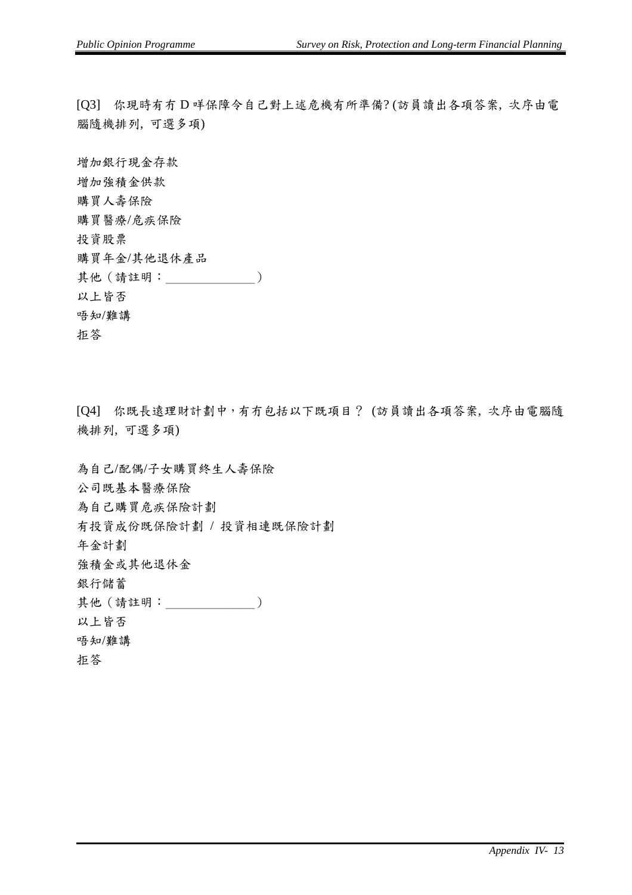[Q3] 你現時有冇 D 咩保障令自己對上述危機有所準備? (訪員讀出各項答案, 次序由電腦隨機排列, 可選多項)

增加銀行現金存款
增加強積金供款
購買人壽保險
購買醫療/危疾保險
投資股票
購買年金/其他退休產品
其他（請註明：______________）
以上皆否
唔知/難講
拒答

[Q4] 你既長遠理財計劃中，有冇包括以下既項目？ (訪員讀出各項答案, 次序由電腦隨機排列, 可選多項)

為自己/配偶/子女購買終生人壽保險
公司既基本醫療保險
為自己購買危疾保險計劃
有投資成份既保險計劃 / 投資相連既保險計劃
年金計劃
強積金或其他退休金
銀行儲蓄
其他（請註明：______________）
以上皆否
唔知/難講
拒答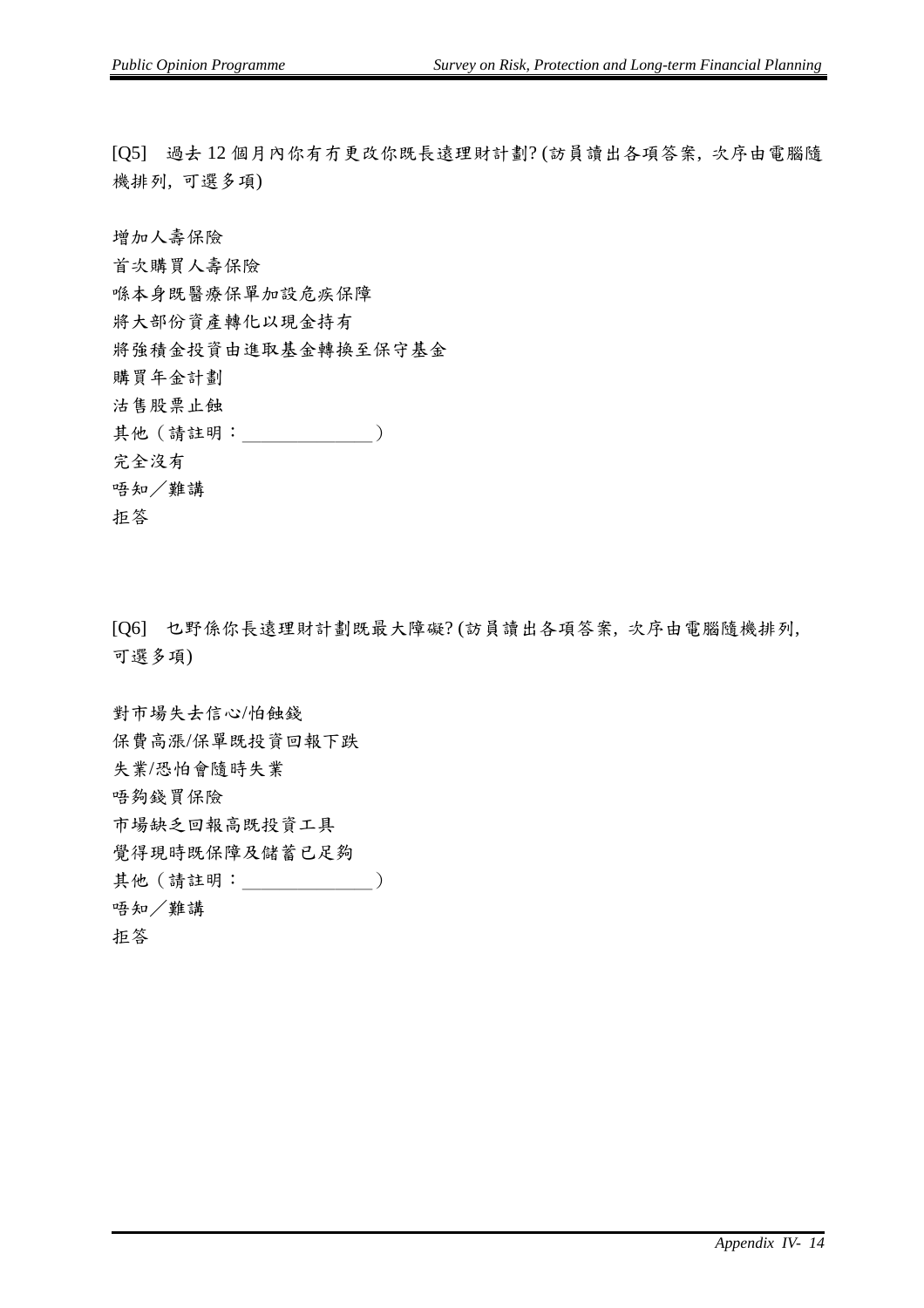[Q5] 過去 12 個月內你有冇更改你既長遠理財計劃? (訪員讀出各項答案, 次序由電腦隨機排列, 可選多項)

增加人壽保險
首次購買人壽保險
喺本身既醫療保單加設危疾保障
將大部份資產轉化以現金持有
將強積金投資由進取基金轉換至保守基金
購買年金計劃
沽售股票止蝕
其他（請註明：______________）
完全沒有
唔知／難講
拒答

[Q6] 乜野係你長遠理財計劃既最大障礙? (訪員讀出各項答案, 次序由電腦隨機排列, 可選多項)

對市場失去信心/怕蝕錢
保費高漲/保單既投資回報下跌
失業/恐怕會隨時失業
唔夠錢買保險
市場缺乏回報高既投資工具
覺得現時既保障及儲蓄已足夠
其他（請註明：______________）
唔知／難講
拒答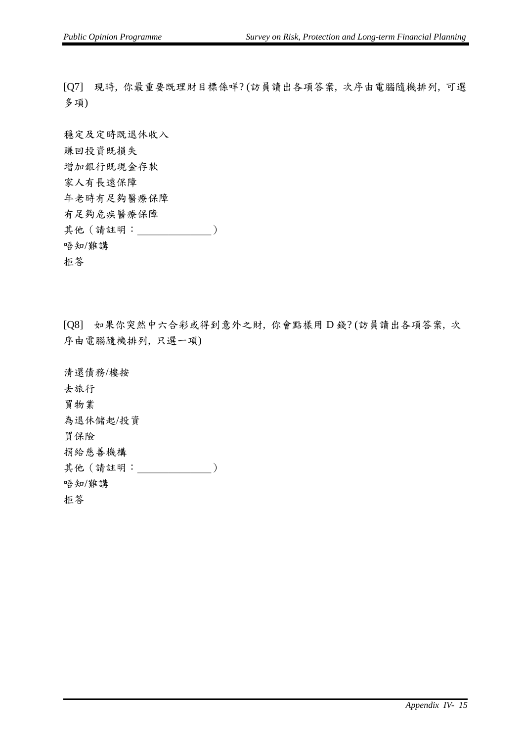[Q7] 現時，你最重要既理財目標係咩？(訪員讀出各項答案，次序由電腦隨機排列，可選多項)

穩定及定時既退休收入
賺回投資既損失
增加銀行既現金存款
家人有長遠保障
年老時有足夠醫療保障
有足夠危疾醫療保障
其他（請註明：______________）
唔知/難講
拒答

[Q8] 如果你突然中六合彩或得到意外之財，你會點樣用 D 錢？(訪員讀出各項答案，次序由電腦隨機排列，只選一項)

清還債務/樓按
去旅行
買物業
為退休儲起/投資
買保險
捐給慈善機構
其他（請註明：______________）
唔知/難講
拒答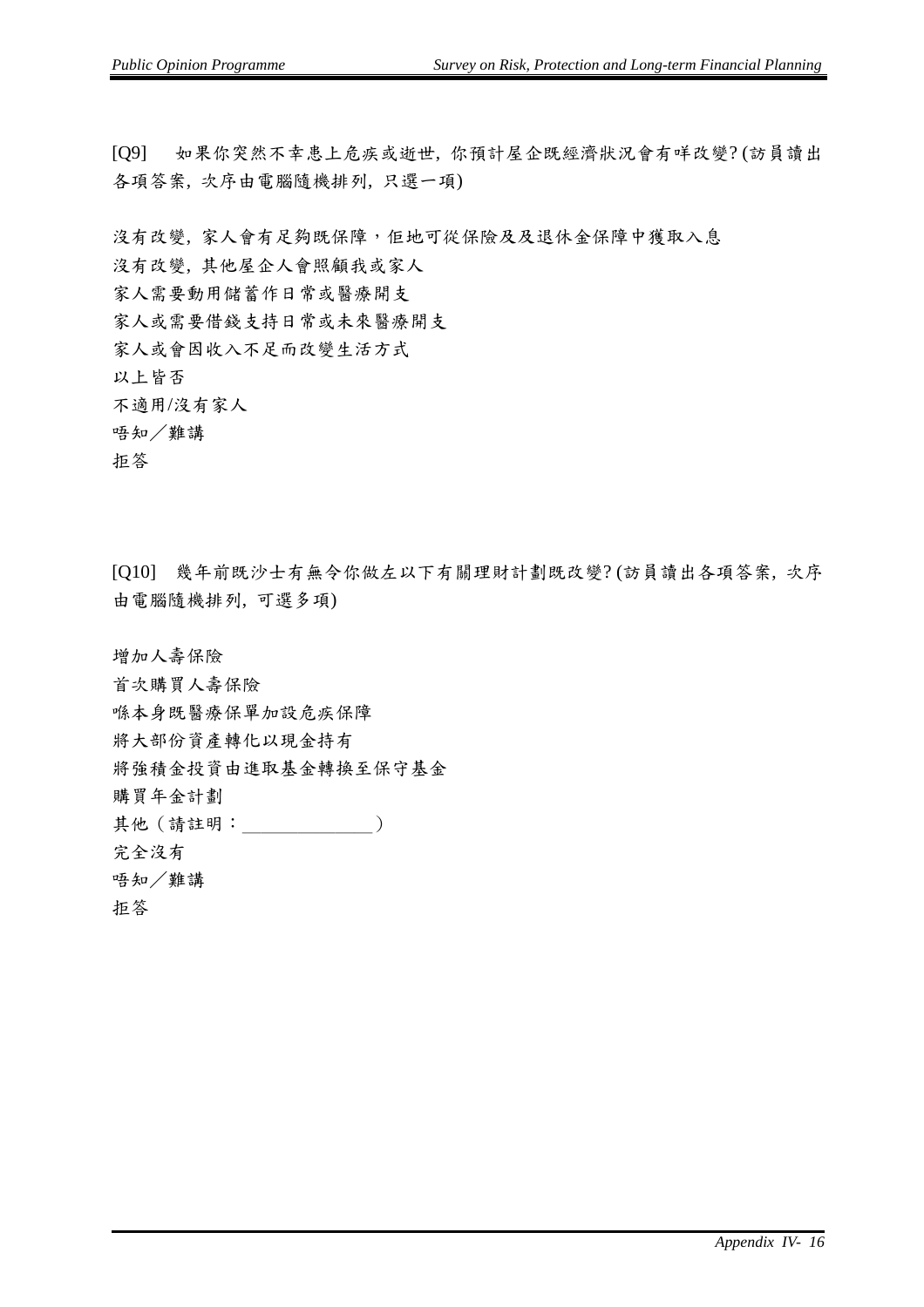[Q9]　如果你突然不幸患上危疾或逝世，你預計屋企既經濟狀況會有咩改變? (訪員讀出各項答案，次序由電腦隨機排列，只選一項)

沒有改變，家人會有足夠既保障，佢地可從保險及及退休金保障中獲取入息
沒有改變，其他屋企人會照顧我或家人
家人需要動用儲蓄作日常或醫療開支
家人或需要借錢支持日常或未來醫療開支
家人或會因收入不足而改變生活方式
以上皆否
不適用/沒有家人
唔知／難講
拒答

[Q10]　幾年前既沙士有無令你做左以下有關理財計劃既改變? (訪員讀出各項答案，次序由電腦隨機排列，可選多項)

增加人壽保險
首次購買人壽保險
喺本身既醫療保單加設危疾保障
將大部份資產轉化以現金持有
將強積金投資由進取基金轉換至保守基金
購買年金計劃
其他（請註明：______________）
完全沒有
唔知／難講
拒答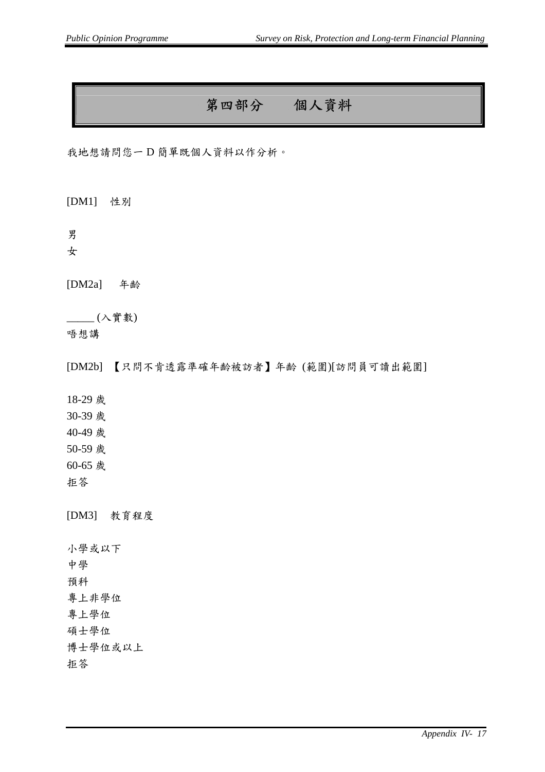# 第四部分　　個人資料

我地想請問您一 D 簡單既個人資料以作分析。

[DM1]　性別

男
女

[DM2a]　　年齡

_____ (入實數)
唔想講

[DM2b]　【只問不肯透露準確年齡被訪者】年齡 (範圍)[訪問員可讀出範圍]

18-29 歲
30-39 歲
40-49 歲
50-59 歲
60-65 歲
拒答

[DM3]　教育程度

小學或以下
中學
預科
專上非學位
專上學位
碩士學位
博士學位或以上
拒答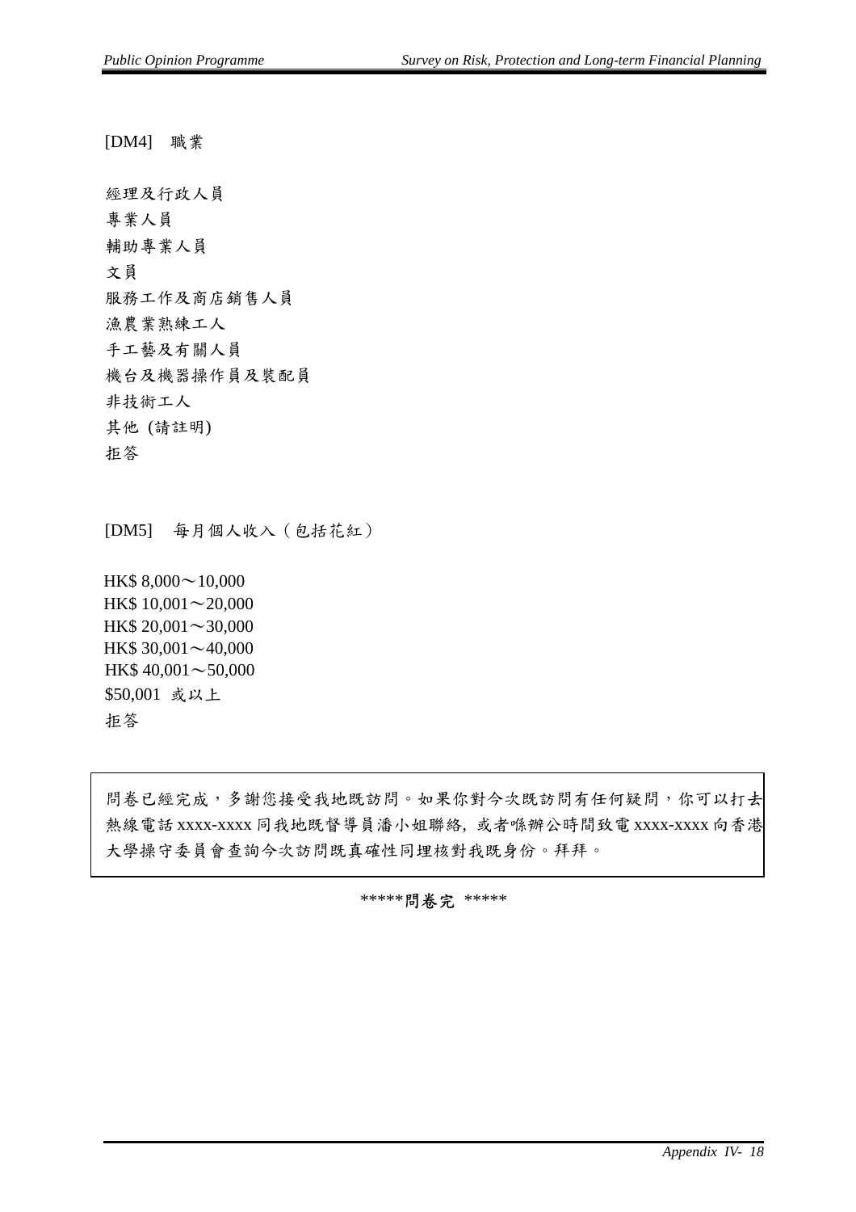[DM4] 職業

經理及行政人員
專業人員
輔助專業人員
文員
服務工作及商店銷售人員
漁農業熟練工人
手工藝及有關人員
機台及機器操作員及裝配員
非技術工人
其他 (請註明)
拒答

[DM5] 每月個人收入（包括花紅）

HK$ 8,000～10,000
HK$ 10,001～20,000
HK$ 20,001～30,000
HK$ 30,001～40,000
HK$ 40,001～50,000
$50,001 或以上
拒答

問卷已經完成，多謝您接受我地既訪問。如果你對今次既訪問有任何疑問，你可以打去熱線電話 xxxx-xxxx 同我地既督導員潘小姐聯絡, 或者喺辦公時間致電 xxxx-xxxx 向香港大學操守委員會查詢今次訪問既真確性同埋核對我既身份。拜拜。

*****問卷完 *****